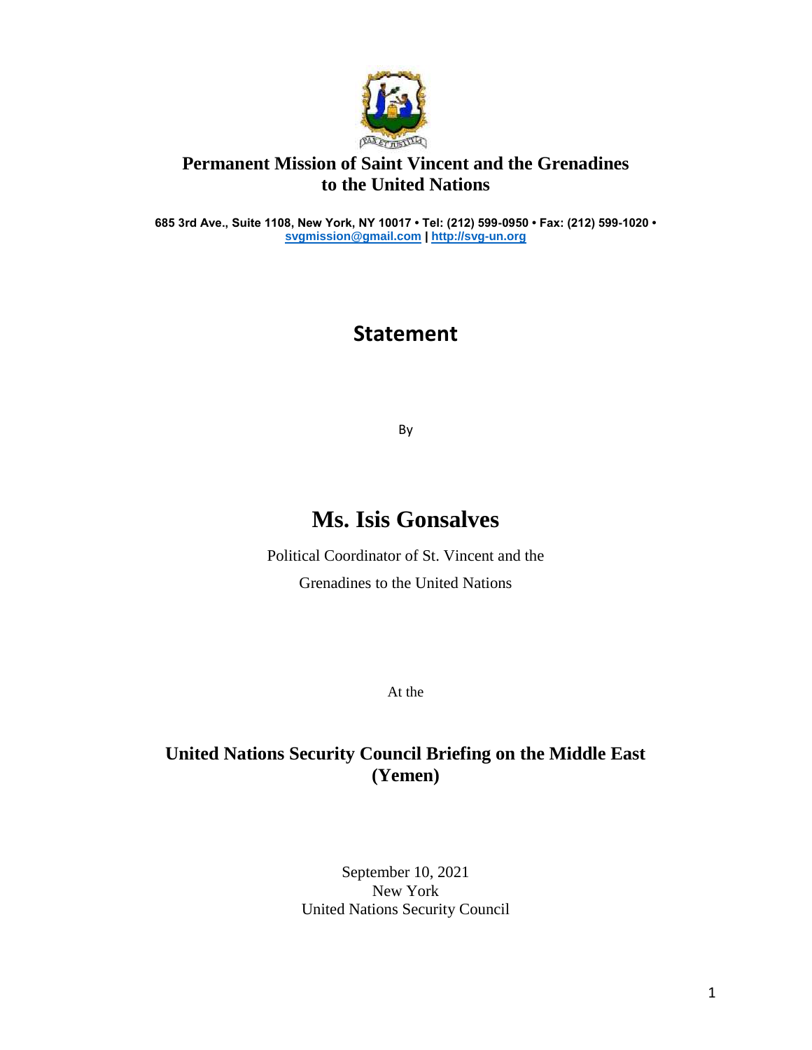**Permanent Mission of Saint Vincent and the Grenadines to the United Nations**

**685 3rd Ave., Suite 1108, New York, NY 10017 • Tel: (212) 599-0950 • Fax: (212) 599-1020 •**
**svgmission@gmail.com | http://svg-un.org**

# Statement

By

# Ms. Isis Gonsalves

Political Coordinator of St. Vincent and the Grenadines to the United Nations

At the

## United Nations Security Council Briefing on the Middle East (Yemen)

September 10, 2021
New York
United Nations Security Council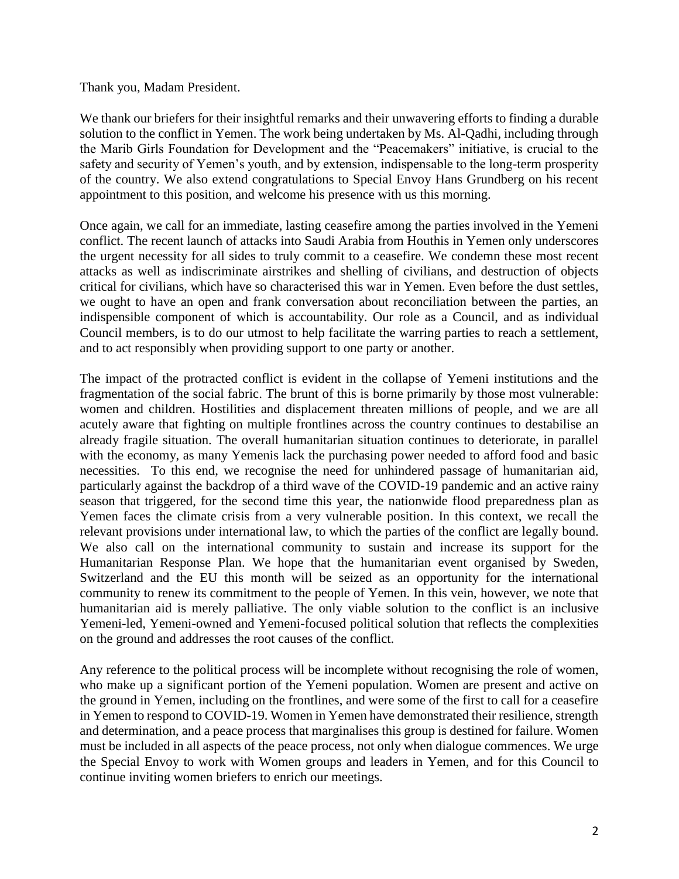Thank you, Madam President.

We thank our briefers for their insightful remarks and their unwavering efforts to finding a durable solution to the conflict in Yemen. The work being undertaken by Ms. Al-Qadhi, including through the Marib Girls Foundation for Development and the "Peacemakers" initiative, is crucial to the safety and security of Yemen's youth, and by extension, indispensable to the long-term prosperity of the country. We also extend congratulations to Special Envoy Hans Grundberg on his recent appointment to this position, and welcome his presence with us this morning.

Once again, we call for an immediate, lasting ceasefire among the parties involved in the Yemeni conflict. The recent launch of attacks into Saudi Arabia from Houthis in Yemen only underscores the urgent necessity for all sides to truly commit to a ceasefire. We condemn these most recent attacks as well as indiscriminate airstrikes and shelling of civilians, and destruction of objects critical for civilians, which have so characterised this war in Yemen. Even before the dust settles, we ought to have an open and frank conversation about reconciliation between the parties, an indispensible component of which is accountability. Our role as a Council, and as individual Council members, is to do our utmost to help facilitate the warring parties to reach a settlement, and to act responsibly when providing support to one party or another.

The impact of the protracted conflict is evident in the collapse of Yemeni institutions and the fragmentation of the social fabric. The brunt of this is borne primarily by those most vulnerable: women and children. Hostilities and displacement threaten millions of people, and we are all acutely aware that fighting on multiple frontlines across the country continues to destabilise an already fragile situation. The overall humanitarian situation continues to deteriorate, in parallel with the economy, as many Yemenis lack the purchasing power needed to afford food and basic necessities. To this end, we recognise the need for unhindered passage of humanitarian aid, particularly against the backdrop of a third wave of the COVID-19 pandemic and an active rainy season that triggered, for the second time this year, the nationwide flood preparedness plan as Yemen faces the climate crisis from a very vulnerable position. In this context, we recall the relevant provisions under international law, to which the parties of the conflict are legally bound. We also call on the international community to sustain and increase its support for the Humanitarian Response Plan. We hope that the humanitarian event organised by Sweden, Switzerland and the EU this month will be seized as an opportunity for the international community to renew its commitment to the people of Yemen. In this vein, however, we note that humanitarian aid is merely palliative. The only viable solution to the conflict is an inclusive Yemeni-led, Yemeni-owned and Yemeni-focused political solution that reflects the complexities on the ground and addresses the root causes of the conflict.

Any reference to the political process will be incomplete without recognising the role of women, who make up a significant portion of the Yemeni population. Women are present and active on the ground in Yemen, including on the frontlines, and were some of the first to call for a ceasefire in Yemen to respond to COVID-19. Women in Yemen have demonstrated their resilience, strength and determination, and a peace process that marginalises this group is destined for failure. Women must be included in all aspects of the peace process, not only when dialogue commences. We urge the Special Envoy to work with Women groups and leaders in Yemen, and for this Council to continue inviting women briefers to enrich our meetings.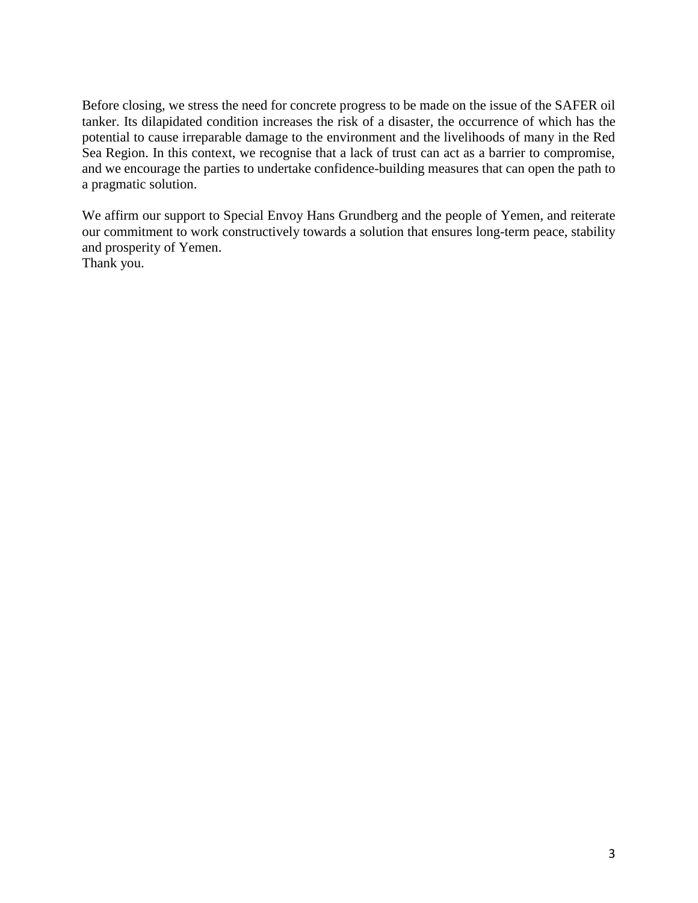Before closing, we stress the need for concrete progress to be made on the issue of the SAFER oil tanker. Its dilapidated condition increases the risk of a disaster, the occurrence of which has the potential to cause irreparable damage to the environment and the livelihoods of many in the Red Sea Region. In this context, we recognise that a lack of trust can act as a barrier to compromise, and we encourage the parties to undertake confidence-building measures that can open the path to a pragmatic solution.

We affirm our support to Special Envoy Hans Grundberg and the people of Yemen, and reiterate our commitment to work constructively towards a solution that ensures long-term peace, stability and prosperity of Yemen.
Thank you.